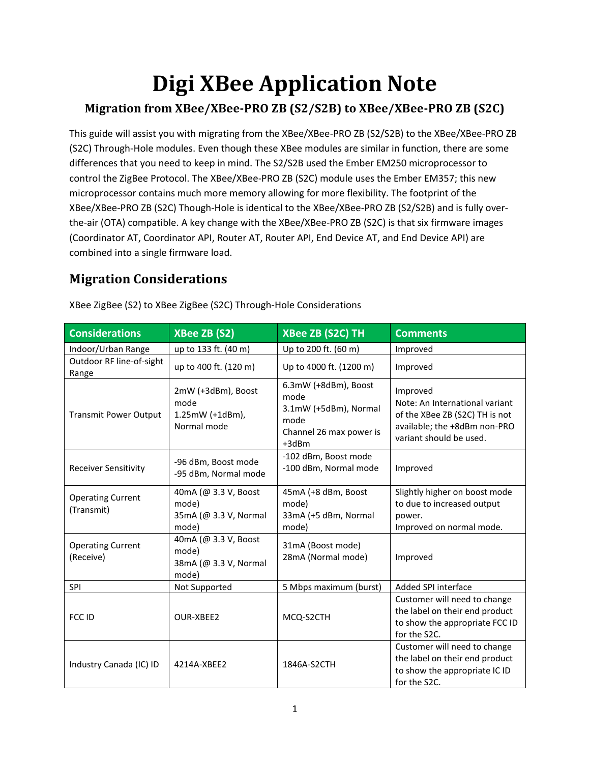# Digi XBee Application Note

### Migration from XBee/XBee-PRO ZB (S2/S2B) to XBee/XBee-PRO ZB (S2C)

This guide will assist you with migrating from the XBee/XBee-PRO ZB (S2/S2B) to the XBee/XBee-PRO ZB (S2C) Through-Hole modules. Even though these XBee modules are similar in function, there are some differences that you need to keep in mind. The S2/S2B used the Ember EM250 microprocessor to control the ZigBee Protocol. The XBee/XBee-PRO ZB (S2C) module uses the Ember EM357; this new microprocessor contains much more memory allowing for more flexibility. The footprint of the XBee/XBee-PRO ZB (S2C) Though-Hole is identical to the XBee/XBee-PRO ZB (S2/S2B) and is fully over-the-air (OTA) compatible. A key change with the XBee/XBee-PRO ZB (S2C) is that six firmware images (Coordinator AT, Coordinator API, Router AT, Router API, End Device AT, and End Device API) are combined into a single firmware load.

## Migration Considerations

XBee ZigBee (S2) to XBee ZigBee (S2C) Through-Hole Considerations

| Considerations | XBee ZB (S2) | XBee ZB (S2C) TH | Comments |
|---|---|---|---|
| Indoor/Urban Range | up to 133 ft. (40 m) | Up to 200 ft. (60 m) | Improved |
| Outdoor RF line-of-sight Range | up to 400 ft. (120 m) | Up to 4000 ft. (1200 m) | Improved |
| Transmit Power Output | 2mW (+3dBm), Boost mode<br>1.25mW (+1dBm), Normal mode | 6.3mW (+8dBm), Boost mode<br>3.1mW (+5dBm), Normal mode<br>Channel 26 max power is +3dBm | Improved<br>Note: An International variant of the XBee ZB (S2C) TH is not available; the +8dBm non-PRO variant should be used. |
| Receiver Sensitivity | -96 dBm, Boost mode<br>-95 dBm, Normal mode | -102 dBm, Boost mode<br>-100 dBm, Normal mode | Improved |
| Operating Current (Transmit) | 40mA (@ 3.3 V, Boost mode)<br>35mA (@ 3.3 V, Normal mode) | 45mA (+8 dBm, Boost mode)<br>33mA (+5 dBm, Normal mode) | Slightly higher on boost mode to due to increased output power.<br>Improved on normal mode. |
| Operating Current (Receive) | 40mA (@ 3.3 V, Boost mode)<br>38mA (@ 3.3 V, Normal mode) | 31mA (Boost mode)<br>28mA (Normal mode) | Improved |
| SPI | Not Supported | 5 Mbps maximum (burst) | Added SPI interface |
| FCC ID | OUR-XBEE2 | MCQ-S2CTH | Customer will need to change the label on their end product to show the appropriate FCC ID for the S2C. |
| Industry Canada (IC) ID | 4214A-XBEE2 | 1846A-S2CTH | Customer will need to change the label on their end product to show the appropriate IC ID for the S2C. |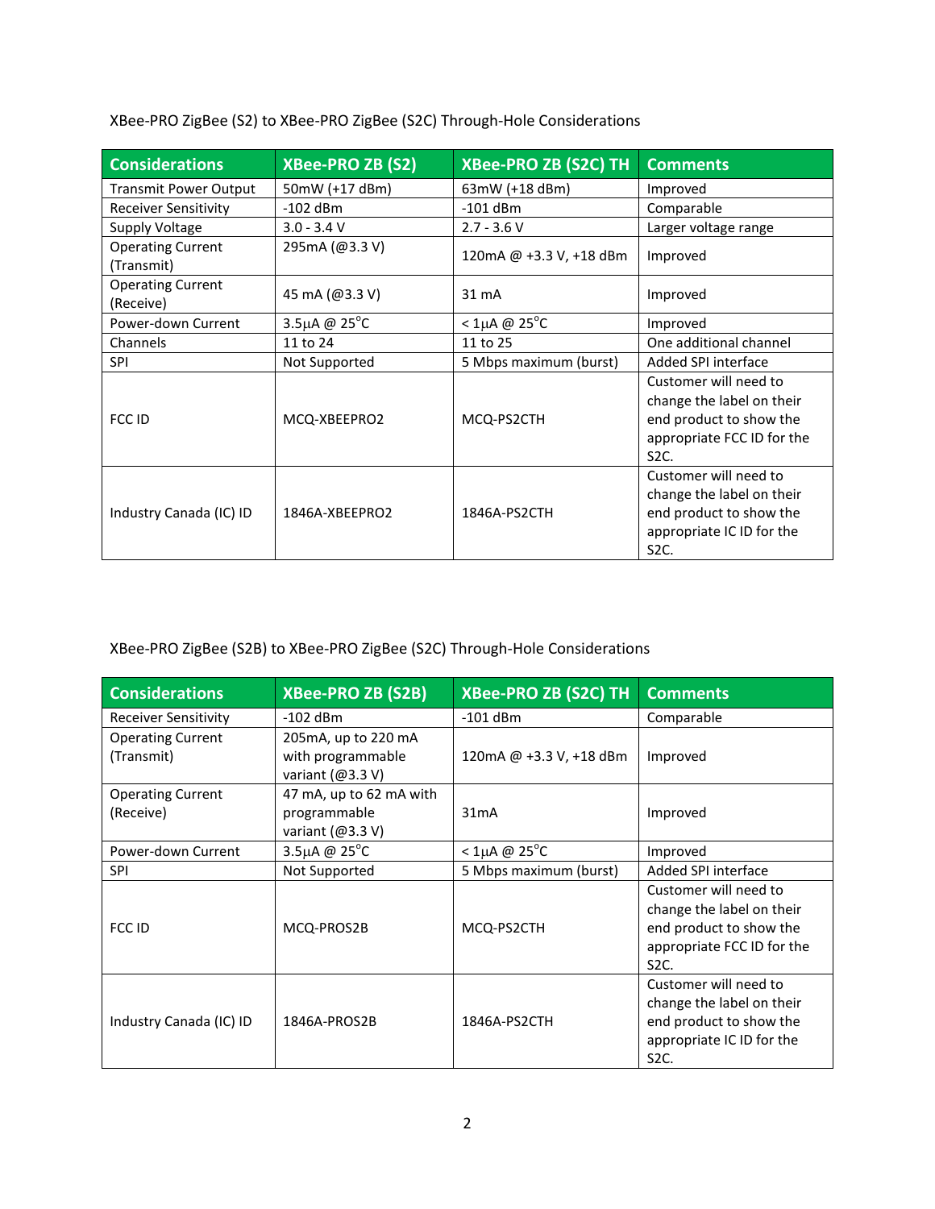XBee-PRO ZigBee (S2) to XBee-PRO ZigBee (S2C) Through-Hole Considerations

| Considerations | XBee-PRO ZB (S2) | XBee-PRO ZB (S2C) TH | Comments |
|---|---|---|---|
| Transmit Power Output | 50mW (+17 dBm) | 63mW (+18 dBm) | Improved |
| Receiver Sensitivity | -102 dBm | -101 dBm | Comparable |
| Supply Voltage | 3.0 - 3.4 V | 2.7 - 3.6 V | Larger voltage range |
| Operating Current (Transmit) | 295mA (@3.3 V) | 120mA @ +3.3 V, +18 dBm | Improved |
| Operating Current (Receive) | 45 mA (@3.3 V) | 31 mA | Improved |
| Power-down Current | 3.5µA @ 25°C | < 1µA @ 25°C | Improved |
| Channels | 11 to 24 | 11 to 25 | One additional channel |
| SPI | Not Supported | 5 Mbps maximum (burst) | Added SPI interface |
| FCC ID | MCQ-XBEEPRO2 | MCQ-PS2CTH | Customer will need to change the label on their end product to show the appropriate FCC ID for the S2C. |
| Industry Canada (IC) ID | 1846A-XBEEPRO2 | 1846A-PS2CTH | Customer will need to change the label on their end product to show the appropriate IC ID for the S2C. |

XBee-PRO ZigBee (S2B) to XBee-PRO ZigBee (S2C) Through-Hole Considerations

| Considerations | XBee-PRO ZB (S2B) | XBee-PRO ZB (S2C) TH | Comments |
|---|---|---|---|
| Receiver Sensitivity | -102 dBm | -101 dBm | Comparable |
| Operating Current (Transmit) | 205mA, up to 220 mA with programmable variant (@3.3 V) | 120mA @ +3.3 V, +18 dBm | Improved |
| Operating Current (Receive) | 47 mA, up to 62 mA with programmable variant (@3.3 V) | 31mA | Improved |
| Power-down Current | 3.5µA @ 25°C | < 1µA @ 25°C | Improved |
| SPI | Not Supported | 5 Mbps maximum (burst) | Added SPI interface |
| FCC ID | MCQ-PROS2B | MCQ-PS2CTH | Customer will need to change the label on their end product to show the appropriate FCC ID for the S2C. |
| Industry Canada (IC) ID | 1846A-PROS2B | 1846A-PS2CTH | Customer will need to change the label on their end product to show the appropriate IC ID for the S2C. |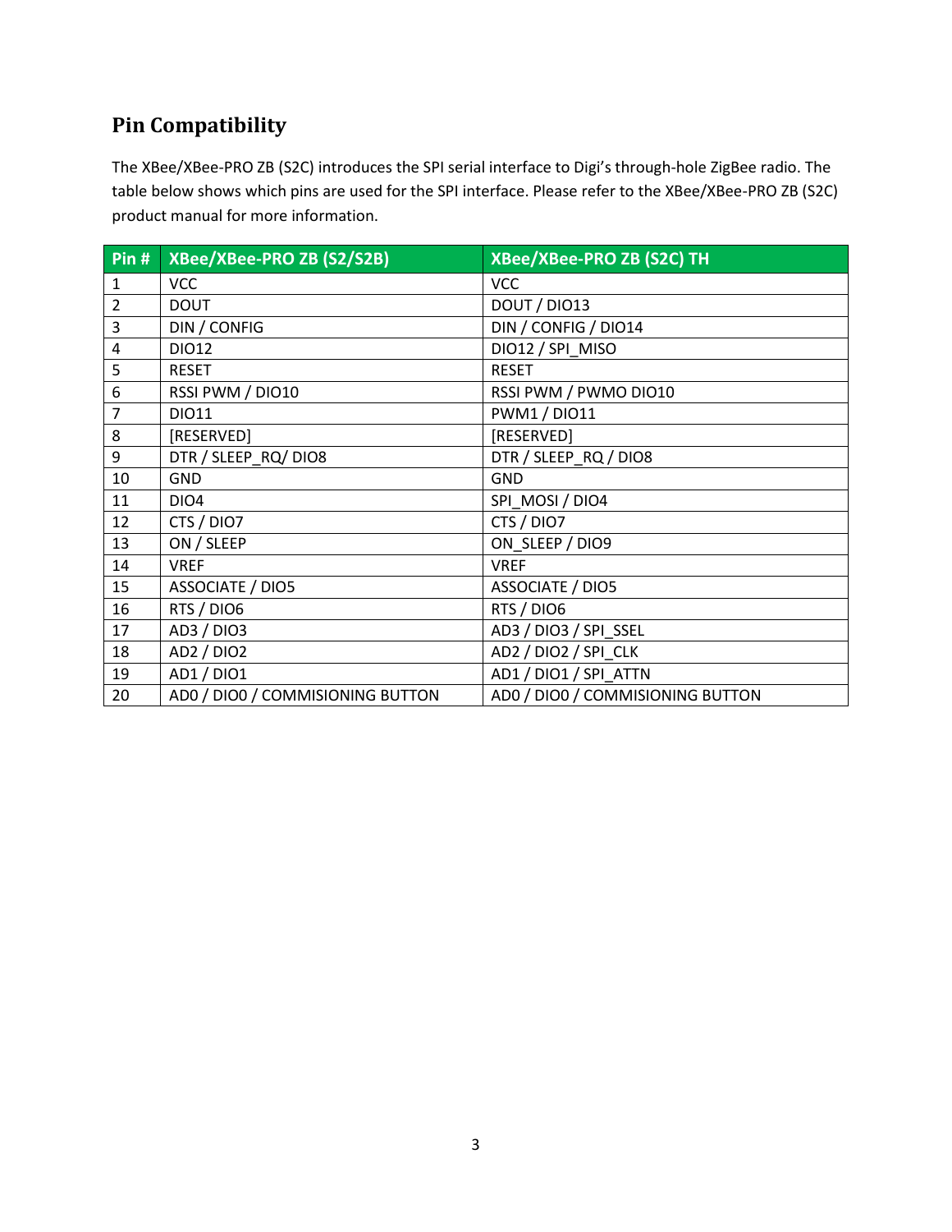## Pin Compatibility

The XBee/XBee-PRO ZB (S2C) introduces the SPI serial interface to Digi's through-hole ZigBee radio. The table below shows which pins are used for the SPI interface. Please refer to the XBee/XBee-PRO ZB (S2C) product manual for more information.

| Pin # | XBee/XBee-PRO ZB (S2/S2B) | XBee/XBee-PRO ZB (S2C) TH |
|---|---|---|
| 1 | VCC | VCC |
| 2 | DOUT | DOUT / DIO13 |
| 3 | DIN / CONFIG | DIN / CONFIG / DIO14 |
| 4 | DIO12 | DIO12 / SPI_MISO |
| 5 | RESET | RESET |
| 6 | RSSI PWM / DIO10 | RSSI PWM / PWMO DIO10 |
| 7 | DIO11 | PWM1 / DIO11 |
| 8 | [RESERVED] | [RESERVED] |
| 9 | DTR / SLEEP_RQ/ DIO8 | DTR / SLEEP_RQ / DIO8 |
| 10 | GND | GND |
| 11 | DIO4 | SPI_MOSI / DIO4 |
| 12 | CTS / DIO7 | CTS / DIO7 |
| 13 | ON / SLEEP | ON_SLEEP / DIO9 |
| 14 | VREF | VREF |
| 15 | ASSOCIATE / DIO5 | ASSOCIATE / DIO5 |
| 16 | RTS / DIO6 | RTS / DIO6 |
| 17 | AD3 / DIO3 | AD3 / DIO3 / SPI_SSEL |
| 18 | AD2 / DIO2 | AD2 / DIO2 / SPI_CLK |
| 19 | AD1 / DIO1 | AD1 / DIO1 / SPI_ATTN |
| 20 | AD0 / DIO0 / COMMISIONING BUTTON | AD0 / DIO0 / COMMISIONING BUTTON |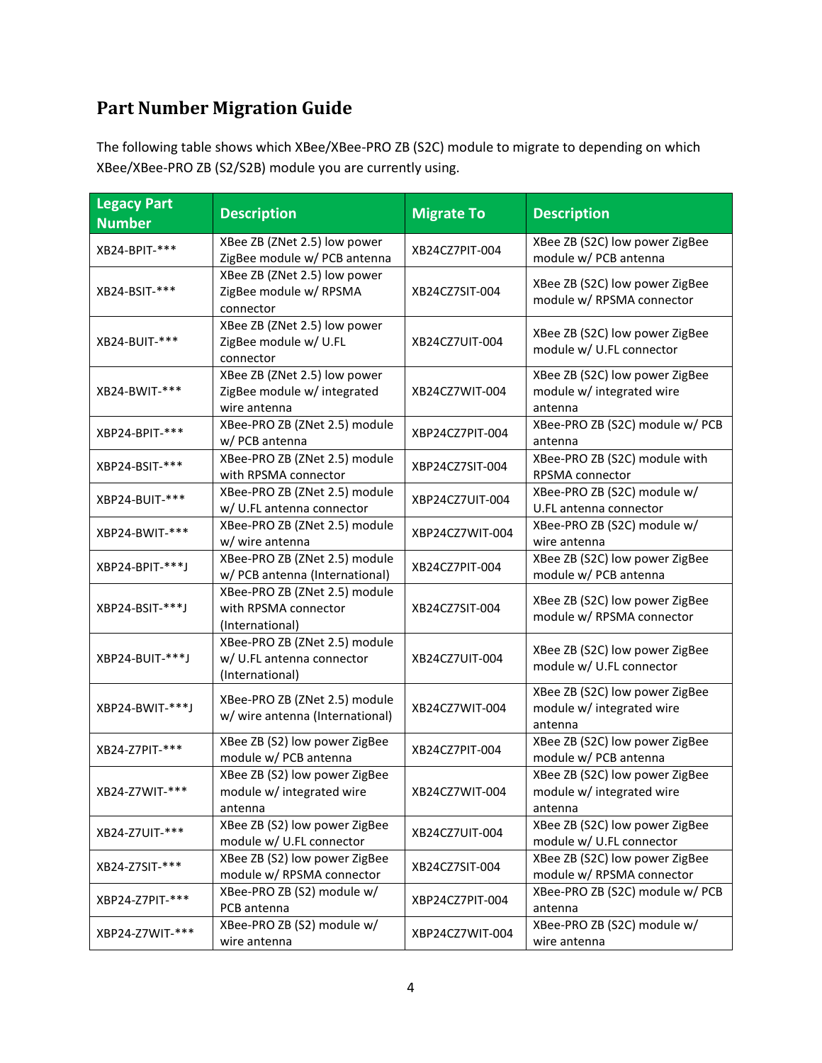## Part Number Migration Guide

The following table shows which XBee/XBee-PRO ZB (S2C) module to migrate to depending on which XBee/XBee-PRO ZB (S2/S2B) module you are currently using.

| Legacy Part Number | Description | Migrate To | Description |
|---|---|---|---|
| XB24-BPIT-*** | XBee ZB (ZNet 2.5) low power ZigBee module w/ PCB antenna | XB24CZ7PIT-004 | XBee ZB (S2C) low power ZigBee module w/ PCB antenna |
| XB24-BSIT-*** | XBee ZB (ZNet 2.5) low power ZigBee module w/ RPSMA connector | XB24CZ7SIT-004 | XBee ZB (S2C) low power ZigBee module w/ RPSMA connector |
| XB24-BUIT-*** | XBee ZB (ZNet 2.5) low power ZigBee module w/ U.FL connector | XB24CZ7UIT-004 | XBee ZB (S2C) low power ZigBee module w/ U.FL connector |
| XB24-BWIT-*** | XBee ZB (ZNet 2.5) low power ZigBee module w/ integrated wire antenna | XB24CZ7WIT-004 | XBee ZB (S2C) low power ZigBee module w/ integrated wire antenna |
| XBP24-BPIT-*** | XBee-PRO ZB (ZNet 2.5) module w/ PCB antenna | XBP24CZ7PIT-004 | XBee-PRO ZB (S2C) module w/ PCB antenna |
| XBP24-BSIT-*** | XBee-PRO ZB (ZNet 2.5) module with RPSMA connector | XBP24CZ7SIT-004 | XBee-PRO ZB (S2C) module with RPSMA connector |
| XBP24-BUIT-*** | XBee-PRO ZB (ZNet 2.5) module w/ U.FL antenna connector | XBP24CZ7UIT-004 | XBee-PRO ZB (S2C) module w/ U.FL antenna connector |
| XBP24-BWIT-*** | XBee-PRO ZB (ZNet 2.5) module w/ wire antenna | XBP24CZ7WIT-004 | XBee-PRO ZB (S2C) module w/ wire antenna |
| XBP24-BPIT-***J | XBee-PRO ZB (ZNet 2.5) module w/ PCB antenna (International) | XB24CZ7PIT-004 | XBee ZB (S2C) low power ZigBee module w/ PCB antenna |
| XBP24-BSIT-***J | XBee-PRO ZB (ZNet 2.5) module with RPSMA connector (International) | XB24CZ7SIT-004 | XBee ZB (S2C) low power ZigBee module w/ RPSMA connector |
| XBP24-BUIT-***J | XBee-PRO ZB (ZNet 2.5) module w/ U.FL antenna connector (International) | XB24CZ7UIT-004 | XBee ZB (S2C) low power ZigBee module w/ U.FL connector |
| XBP24-BWIT-***J | XBee-PRO ZB (ZNet 2.5) module w/ wire antenna (International) | XB24CZ7WIT-004 | XBee ZB (S2C) low power ZigBee module w/ integrated wire antenna |
| XB24-Z7PIT-*** | XBee ZB (S2) low power ZigBee module w/ PCB antenna | XB24CZ7PIT-004 | XBee ZB (S2C) low power ZigBee module w/ PCB antenna |
| XB24-Z7WIT-*** | XBee ZB (S2) low power ZigBee module w/ integrated wire antenna | XB24CZ7WIT-004 | XBee ZB (S2C) low power ZigBee module w/ integrated wire antenna |
| XB24-Z7UIT-*** | XBee ZB (S2) low power ZigBee module w/ U.FL connector | XB24CZ7UIT-004 | XBee ZB (S2C) low power ZigBee module w/ U.FL connector |
| XB24-Z7SIT-*** | XBee ZB (S2) low power ZigBee module w/ RPSMA connector | XB24CZ7SIT-004 | XBee ZB (S2C) low power ZigBee module w/ RPSMA connector |
| XBP24-Z7PIT-*** | XBee-PRO ZB (S2) module w/ PCB antenna | XBP24CZ7PIT-004 | XBee-PRO ZB (S2C) module w/ PCB antenna |
| XBP24-Z7WIT-*** | XBee-PRO ZB (S2) module w/ wire antenna | XBP24CZ7WIT-004 | XBee-PRO ZB (S2C) module w/ wire antenna |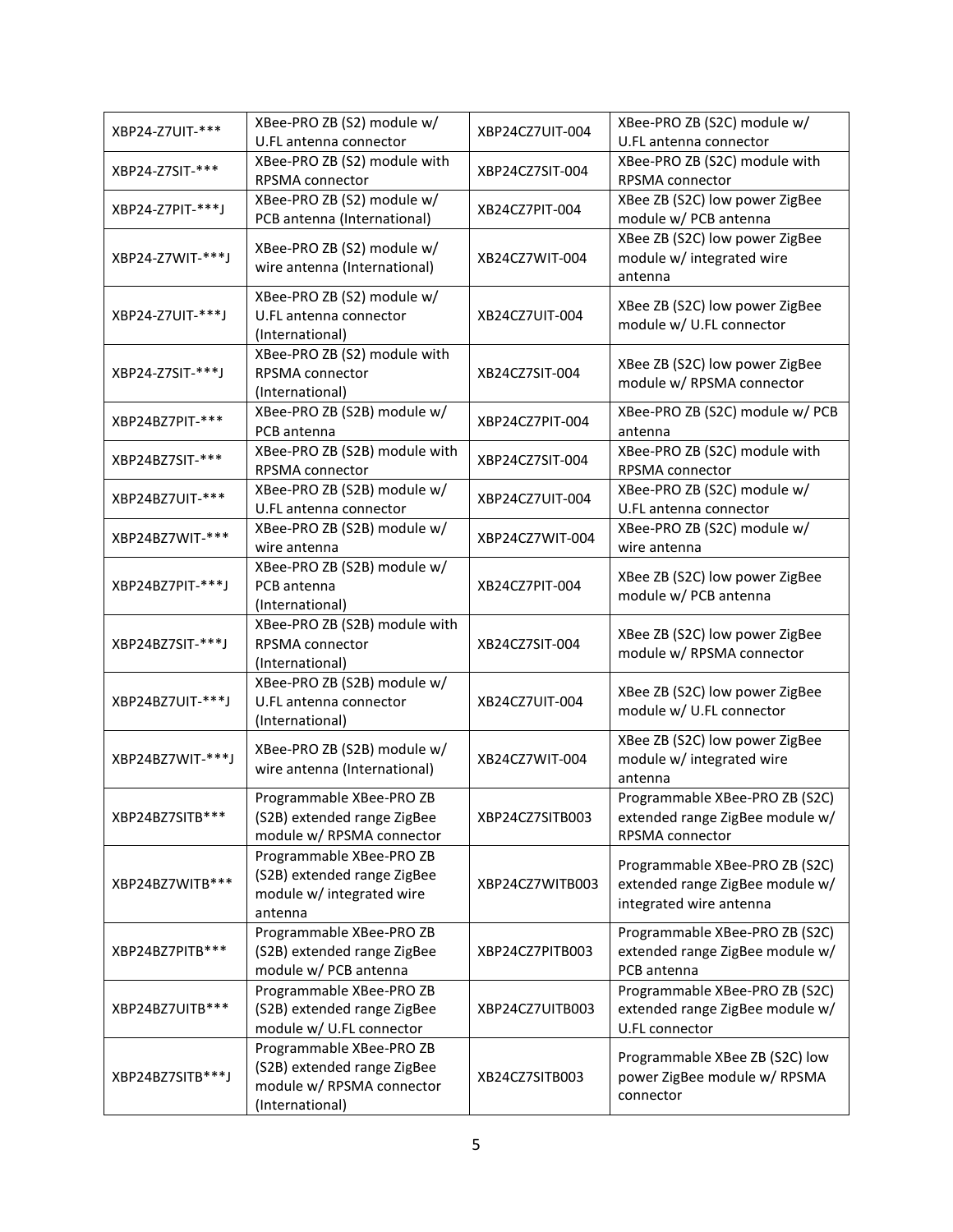| XBP24-Z7UIT-*** | XBee-PRO ZB (S2) module w/ U.FL antenna connector | XBP24CZ7UIT-004 | XBee-PRO ZB (S2C) module w/ U.FL antenna connector |
|---|---|---|---|
| XBP24-Z7SIT-*** | XBee-PRO ZB (S2) module with RPSMA connector | XBP24CZ7SIT-004 | XBee-PRO ZB (S2C) module with RPSMA connector |
| XBP24-Z7PIT-***J | XBee-PRO ZB (S2) module w/ PCB antenna (International) | XB24CZ7PIT-004 | XBee ZB (S2C) low power ZigBee module w/ PCB antenna |
| XBP24-Z7WIT-***J | XBee-PRO ZB (S2) module w/ wire antenna (International) | XB24CZ7WIT-004 | XBee ZB (S2C) low power ZigBee module w/ integrated wire antenna |
| XBP24-Z7UIT-***J | XBee-PRO ZB (S2) module w/ U.FL antenna connector (International) | XB24CZ7UIT-004 | XBee ZB (S2C) low power ZigBee module w/ U.FL connector |
| XBP24-Z7SIT-***J | XBee-PRO ZB (S2) module with RPSMA connector (International) | XB24CZ7SIT-004 | XBee ZB (S2C) low power ZigBee module w/ RPSMA connector |
| XBP24BZ7PIT-*** | XBee-PRO ZB (S2B) module w/ PCB antenna | XBP24CZ7PIT-004 | XBee-PRO ZB (S2C) module w/ PCB antenna |
| XBP24BZ7SIT-*** | XBee-PRO ZB (S2B) module with RPSMA connector | XBP24CZ7SIT-004 | XBee-PRO ZB (S2C) module with RPSMA connector |
| XBP24BZ7UIT-*** | XBee-PRO ZB (S2B) module w/ U.FL antenna connector | XBP24CZ7UIT-004 | XBee-PRO ZB (S2C) module w/ U.FL antenna connector |
| XBP24BZ7WIT-*** | XBee-PRO ZB (S2B) module w/ wire antenna | XBP24CZ7WIT-004 | XBee-PRO ZB (S2C) module w/ wire antenna |
| XBP24BZ7PIT-***J | XBee-PRO ZB (S2B) module w/ PCB antenna (International) | XB24CZ7PIT-004 | XBee ZB (S2C) low power ZigBee module w/ PCB antenna |
| XBP24BZ7SIT-***J | XBee-PRO ZB (S2B) module with RPSMA connector (International) | XB24CZ7SIT-004 | XBee ZB (S2C) low power ZigBee module w/ RPSMA connector |
| XBP24BZ7UIT-***J | XBee-PRO ZB (S2B) module w/ U.FL antenna connector (International) | XB24CZ7UIT-004 | XBee ZB (S2C) low power ZigBee module w/ U.FL connector |
| XBP24BZ7WIT-***J | XBee-PRO ZB (S2B) module w/ wire antenna (International) | XB24CZ7WIT-004 | XBee ZB (S2C) low power ZigBee module w/ integrated wire antenna |
| XBP24BZ7SITB*** | Programmable XBee-PRO ZB (S2B) extended range ZigBee module w/ RPSMA connector | XBP24CZ7SITB003 | Programmable XBee-PRO ZB (S2C) extended range ZigBee module w/ RPSMA connector |
| XBP24BZ7WITB*** | Programmable XBee-PRO ZB (S2B) extended range ZigBee module w/ integrated wire antenna | XBP24CZ7WITB003 | Programmable XBee-PRO ZB (S2C) extended range ZigBee module w/ integrated wire antenna |
| XBP24BZ7PITB*** | Programmable XBee-PRO ZB (S2B) extended range ZigBee module w/ PCB antenna | XBP24CZ7PITB003 | Programmable XBee-PRO ZB (S2C) extended range ZigBee module w/ PCB antenna |
| XBP24BZ7UITB*** | Programmable XBee-PRO ZB (S2B) extended range ZigBee module w/ U.FL connector | XBP24CZ7UITB003 | Programmable XBee-PRO ZB (S2C) extended range ZigBee module w/ U.FL connector |
| XBP24BZ7SITB***J | Programmable XBee-PRO ZB (S2B) extended range ZigBee module w/ RPSMA connector (International) | XB24CZ7SITB003 | Programmable XBee ZB (S2C) low power ZigBee module w/ RPSMA connector |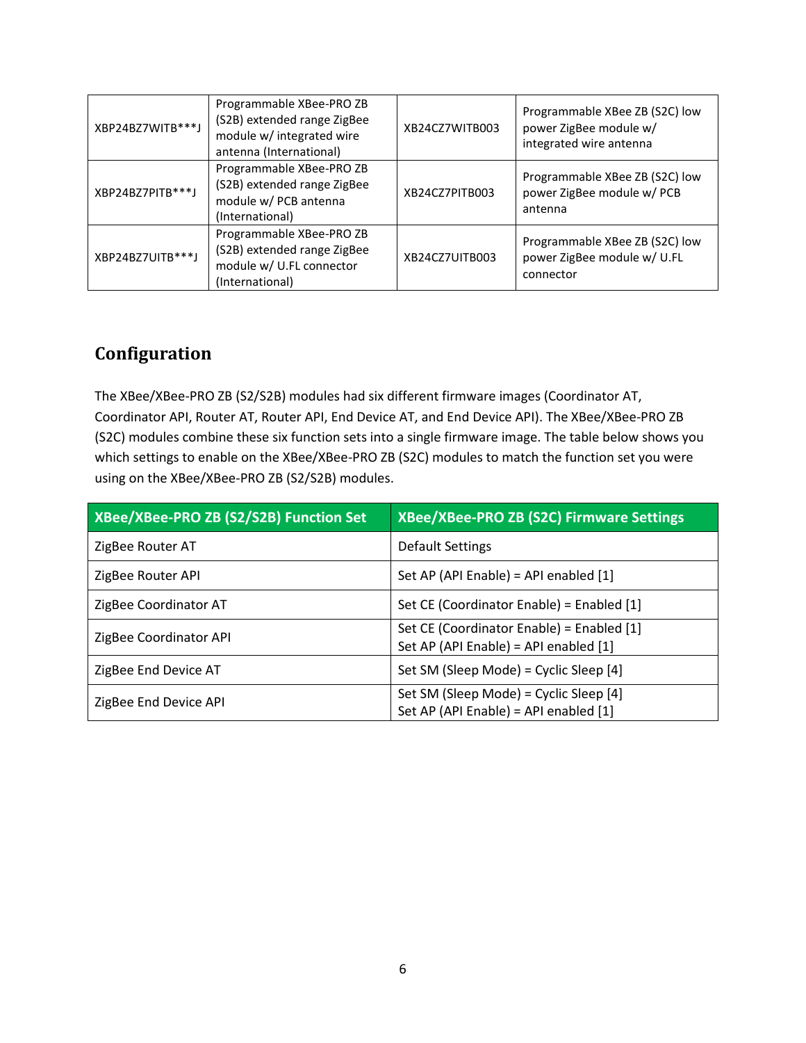| XBP24BZ7WITB***J | Programmable XBee-PRO ZB (S2B) extended range ZigBee module w/ integrated wire antenna (International) | XB24CZ7WITB003 | Programmable XBee ZB (S2C) low power ZigBee module w/ integrated wire antenna |
|---|---|---|---|
| XBP24BZ7PITB***J | Programmable XBee-PRO ZB (S2B) extended range ZigBee module w/ PCB antenna (International) | XB24CZ7PITB003 | Programmable XBee ZB (S2C) low power ZigBee module w/ PCB antenna |
| XBP24BZ7UITB***J | Programmable XBee-PRO ZB (S2B) extended range ZigBee module w/ U.FL connector (International) | XB24CZ7UITB003 | Programmable XBee ZB (S2C) low power ZigBee module w/ U.FL connector |

## Configuration

The XBee/XBee-PRO ZB (S2/S2B) modules had six different firmware images (Coordinator AT, Coordinator API, Router AT, Router API, End Device AT, and End Device API). The XBee/XBee-PRO ZB (S2C) modules combine these six function sets into a single firmware image. The table below shows you which settings to enable on the XBee/XBee-PRO ZB (S2C) modules to match the function set you were using on the XBee/XBee-PRO ZB (S2/S2B) modules.

| XBee/XBee-PRO ZB (S2/S2B) Function Set | XBee/XBee-PRO ZB (S2C) Firmware Settings |
|---|---|
| ZigBee Router AT | Default Settings |
| ZigBee Router API | Set AP (API Enable) = API enabled [1] |
| ZigBee Coordinator AT | Set CE (Coordinator Enable) = Enabled [1] |
| ZigBee Coordinator API | Set CE (Coordinator Enable) = Enabled [1]<br>Set AP (API Enable) = API enabled [1] |
| ZigBee End Device AT | Set SM (Sleep Mode) = Cyclic Sleep [4] |
| ZigBee End Device API | Set SM (Sleep Mode) = Cyclic Sleep [4]<br>Set AP (API Enable) = API enabled [1] |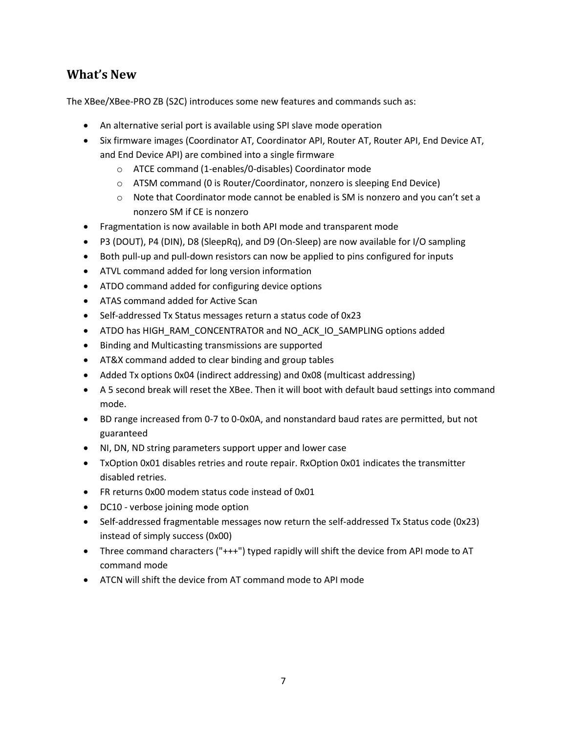## What's New

The XBee/XBee-PRO ZB (S2C) introduces some new features and commands such as:

- An alternative serial port is available using SPI slave mode operation
- Six firmware images (Coordinator AT, Coordinator API, Router AT, Router API, End Device AT, and End Device API) are combined into a single firmware
    - ATCE command (1-enables/0-disables) Coordinator mode
    - ATSM command (0 is Router/Coordinator, nonzero is sleeping End Device)
    - Note that Coordinator mode cannot be enabled is SM is nonzero and you can't set a nonzero SM if CE is nonzero
- Fragmentation is now available in both API mode and transparent mode
- P3 (DOUT), P4 (DIN), D8 (SleepRq), and D9 (On-Sleep) are now available for I/O sampling
- Both pull-up and pull-down resistors can now be applied to pins configured for inputs
- ATVL command added for long version information
- ATDO command added for configuring device options
- ATAS command added for Active Scan
- Self-addressed Tx Status messages return a status code of 0x23
- ATDO has HIGH_RAM_CONCENTRATOR and NO_ACK_IO_SAMPLING options added
- Binding and Multicasting transmissions are supported
- AT&X command added to clear binding and group tables
- Added Tx options 0x04 (indirect addressing) and 0x08 (multicast addressing)
- A 5 second break will reset the XBee. Then it will boot with default baud settings into command mode.
- BD range increased from 0-7 to 0-0x0A, and nonstandard baud rates are permitted, but not guaranteed
- NI, DN, ND string parameters support upper and lower case
- TxOption 0x01 disables retries and route repair. RxOption 0x01 indicates the transmitter disabled retries.
- FR returns 0x00 modem status code instead of 0x01
- DC10 - verbose joining mode option
- Self-addressed fragmentable messages now return the self-addressed Tx Status code (0x23) instead of simply success (0x00)
- Three command characters ("+++") typed rapidly will shift the device from API mode to AT command mode
- ATCN will shift the device from AT command mode to API mode